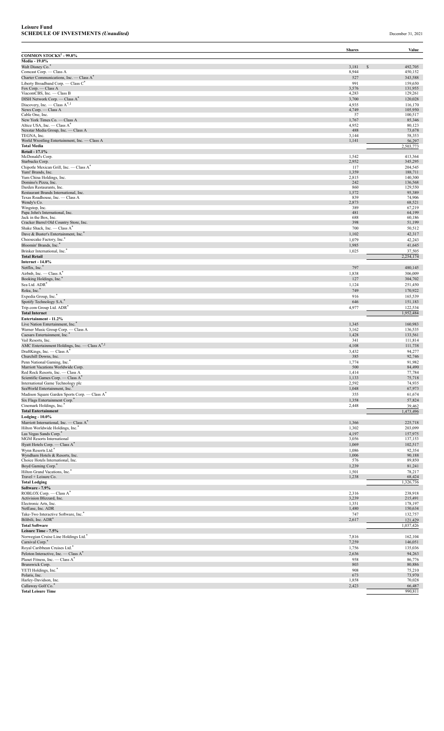**Leisure Fund**
**SCHEDULE OF INVESTMENTS *(Unaudited)***

December 31, 2021

| | Shares | Value |
|---|---|---|
| **COMMON STOCKS† - 99.8%** | | |
| **Media - 19.0%** | | |
| Walt Disney Co.* | 3,181 | $ 492,705 |
| Comcast Corp. — Class A | 8,944 | 450,152 |
| Charter Communications, Inc. — Class A* | 527 | 343,588 |
| Liberty Broadband Corp. — Class C* | 991 | 159,650 |
| Fox Corp. — Class A | 3,576 | 131,955 |
| ViacomCBS, Inc. — Class B | 4,283 | 129,261 |
| DISH Network Corp. — Class A* | 3,700 | 120,028 |
| Discovery, Inc. — Class A*,1 | 4,935 | 116,170 |
| News Corp. — Class A | 4,749 | 105,950 |
| Cable One, Inc. | 57 | 100,517 |
| New York Times Co. — Class A | 1,767 | 85,346 |
| Altice USA, Inc. — Class A* | 4,952 | 80,123 |
| Nexstar Media Group, Inc. — Class A | 488 | 73,678 |
| TEGNA, Inc. | 3,144 | 58,353 |
| World Wrestling Entertainment, Inc. — Class A | 1,141 | 56,297 |
| **Total Media** | | 2,503,773 |
| **Retail - 17.1%** | | |
| McDonald's Corp. | 1,542 | 413,364 |
| Starbucks Corp. | 2,952 | 345,295 |
| Chipotle Mexican Grill, Inc. — Class A* | 117 | 204,545 |
| Yum! Brands, Inc. | 1,359 | 188,711 |
| Yum China Holdings, Inc. | 2,815 | 140,300 |
| Domino's Pizza, Inc. | 242 | 136,568 |
| Darden Restaurants, Inc. | 860 | 129,550 |
| Restaurant Brands International, Inc. | 1,572 | 95,389 |
| Texas Roadhouse, Inc. — Class A | 839 | 74,906 |
| Wendy's Co. | 2,873 | 68,521 |
| Wingstop, Inc. | 389 | 67,219 |
| Papa John's International, Inc. | 481 | 64,199 |
| Jack in the Box, Inc. | 688 | 60,186 |
| Cracker Barrel Old Country Store, Inc. | 398 | 51,199 |
| Shake Shack, Inc. — Class A* | 700 | 50,512 |
| Dave & Buster's Entertainment, Inc.* | 1,102 | 42,317 |
| Cheesecake Factory, Inc.* | 1,079 | 42,243 |
| Bloomin' Brands, Inc.* | 1,985 | 41,645 |
| Brinker International, Inc.* | 1,025 | 37,505 |
| **Total Retail** | | 2,254,174 |
| **Internet - 14.8%** | | |
| Netflix, Inc.* | 797 | 480,145 |
| Airbnb, Inc. — Class A* | 1,838 | 306,009 |
| Booking Holdings, Inc.* | 127 | 304,702 |
| Sea Ltd. ADR* | 1,124 | 251,450 |
| Roku, Inc.* | 749 | 170,922 |
| Expedia Group, Inc.* | 916 | 165,539 |
| Spotify Technology S.A.* | 646 | 151,183 |
| Trip.com Group Ltd. ADR* | 4,977 | 122,534 |
| **Total Internet** | | 1,952,484 |
| **Entertainment - 11.2%** | | |
| Live Nation Entertainment, Inc.* | 1,345 | 160,983 |
| Warner Music Group Corp. — Class A | 3,162 | 136,535 |
| Caesars Entertainment, Inc.* | 1,428 | 133,561 |
| Vail Resorts, Inc. | 341 | 111,814 |
| AMC Entertainment Holdings, Inc. — Class A*,1 | 4,108 | 111,738 |
| DraftKings, Inc. — Class A* | 3,432 | 94,277 |
| Churchill Downs, Inc. | 385 | 92,746 |
| Penn National Gaming, Inc.* | 1,774 | 91,982 |
| Marriott Vacations Worldwide Corp. | 500 | 84,490 |
| Red Rock Resorts, Inc. — Class A | 1,414 | 77,784 |
| Scientific Games Corp. — Class A* | 1,133 | 75,718 |
| International Game Technology plc | 2,592 | 74,935 |
| SeaWorld Entertainment, Inc.* | 1,048 | 67,973 |
| Madison Square Garden Sports Corp. — Class A* | 355 | 61,674 |
| Six Flags Entertainment Corp.* | 1,358 | 57,824 |
| Cinemark Holdings, Inc.* | 2,448 | 39,462 |
| **Total Entertainment** | | 1,473,496 |
| **Lodging - 10.0%** | | |
| Marriott International, Inc. — Class A* | 1,366 | 225,718 |
| Hilton Worldwide Holdings, Inc.* | 1,302 | 203,099 |
| Las Vegas Sands Corp.* | 4,197 | 157,975 |
| MGM Resorts International | 3,056 | 137,153 |
| Hyatt Hotels Corp. — Class A* | 1,069 | 102,517 |
| Wynn Resorts Ltd.* | 1,086 | 92,354 |
| Wyndham Hotels & Resorts, Inc. | 1,006 | 90,188 |
| Choice Hotels International, Inc. | 576 | 89,850 |
| Boyd Gaming Corp.* | 1,239 | 81,241 |
| Hilton Grand Vacations, Inc.* | 1,501 | 78,217 |
| Travel + Leisure Co. | 1,238 | 68,424 |
| **Total Lodging** | | 1,326,736 |
| **Software - 7.9%** | | |
| ROBLOX Corp. — Class A* | 2,316 | 238,918 |
| Activision Blizzard, Inc. | 3,239 | 215,491 |
| Electronic Arts, Inc. | 1,351 | 178,197 |
| NetEase, Inc. ADR | 1,480 | 150,634 |
| Take-Two Interactive Software, Inc.* | 747 | 132,757 |
| Bilibili, Inc. ADR* | 2,617 | 121,429 |
| **Total Software** | | 1,037,426 |
| **Leisure Time - 7.5%** | | |
| Norwegian Cruise Line Holdings Ltd.* | 7,816 | 162,104 |
| Carnival Corp.* | 7,259 | 146,051 |
| Royal Caribbean Cruises Ltd.* | 1,756 | 135,036 |
| Peloton Interactive, Inc. — Class A* | 2,636 | 94,263 |
| Planet Fitness, Inc. — Class A* | 958 | 86,776 |
| Brunswick Corp. | 803 | 80,886 |
| YETI Holdings, Inc.* | 908 | 75,210 |
| Polaris, Inc. | 673 | 73,970 |
| Harley-Davidson, Inc. | 1,858 | 70,028 |
| Callaway Golf Co.* | 2,423 | 66,487 |
| **Total Leisure Time** | | 990,811 |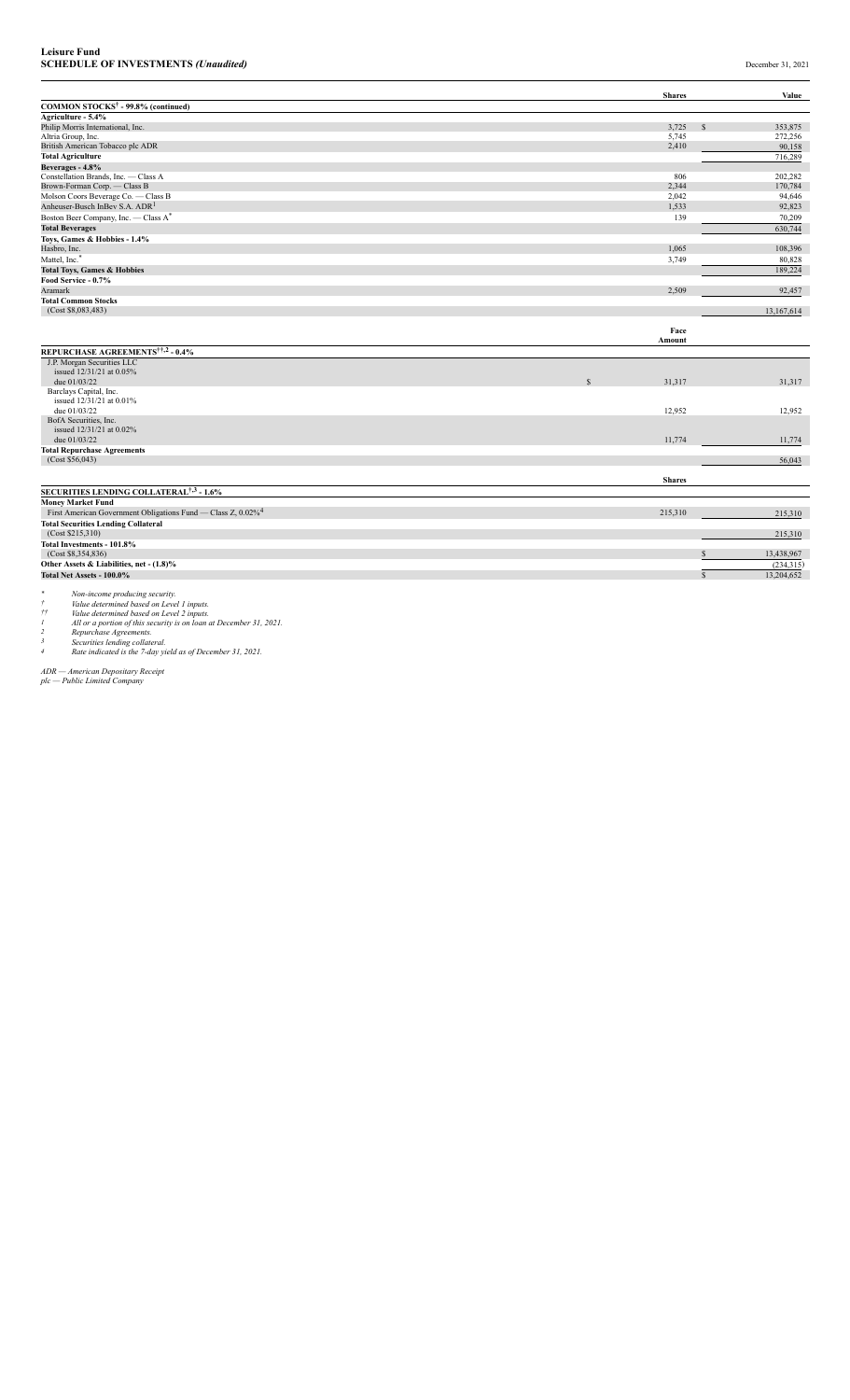## Leisure Fund
### SCHEDULE OF INVESTMENTS *(Unaudited)*

December 31, 2021

| | Shares | Value |
|---|---|---|
| **COMMON STOCKS† - 99.8% (continued)** | | |
| **Agriculture - 5.4%** | | |
| Philip Morris International, Inc. | 3,725 | $ 353,875 |
| Altria Group, Inc. | 5,745 | 272,256 |
| British American Tobacco plc ADR | 2,410 | 90,158 |
| **Total Agriculture** | | 716,289 |
| **Beverages - 4.8%** | | |
| Constellation Brands, Inc. — Class A | 806 | 202,282 |
| Brown-Forman Corp. — Class B | 2,344 | 170,784 |
| Molson Coors Beverage Co. — Class B | 2,042 | 94,646 |
| Anheuser-Busch InBev S.A. ADR[1] | 1,533 | 92,823 |
| Boston Beer Company, Inc. — Class A* | 139 | 70,209 |
| **Total Beverages** | | 630,744 |
| **Toys, Games & Hobbies - 1.4%** | | |
| Hasbro, Inc. | 1,065 | 108,396 |
| Mattel, Inc.* | 3,749 | 80,828 |
| **Total Toys, Games & Hobbies** | | 189,224 |
| **Food Service - 0.7%** | | |
| Aramark | 2,509 | 92,457 |
| **Total Common Stocks** | | |
| (Cost $8,083,483) | | 13,167,614 |
| | **Face Amount** | |
| **REPURCHASE AGREEMENTS††,2 - 0.4%** | | |
| J.P. Morgan Securities LLC issued 12/31/21 at 0.05% due 01/03/22 | $ 31,317 | 31,317 |
| Barclays Capital, Inc. issued 12/31/21 at 0.01% due 01/03/22 | 12,952 | 12,952 |
| BofA Securities, Inc. issued 12/31/21 at 0.02% due 01/03/22 | 11,774 | 11,774 |
| **Total Repurchase Agreements** | | |
| (Cost $56,043) | | 56,043 |
| | **Shares** | |
| **SECURITIES LENDING COLLATERAL†,3 - 1.6%** | | |
| **Money Market Fund** | | |
| First American Government Obligations Fund — Class Z, 0.02%[4] | 215,310 | 215,310 |
| **Total Securities Lending Collateral** | | |
| (Cost $215,310) | | 215,310 |
| **Total Investments - 101.8%** | | |
| (Cost $8,354,836) | | $ 13,438,967 |
| **Other Assets & Liabilities, net - (1.8)%** | | (234,315) |
| **Total Net Assets - 100.0%** | | $ 13,204,652 |

\* *Non-income producing security.*

† *Value determined based on Level 1 inputs.*

†† *Value determined based on Level 2 inputs.*

1 *All or a portion of this security is on loan at December 31, 2021.*

2 *Repurchase Agreements.*

3 *Securities lending collateral.*

4 *Rate indicated is the 7-day yield as of December 31, 2021.*

*ADR — American Depositary Receipt*

*plc — Public Limited Company*